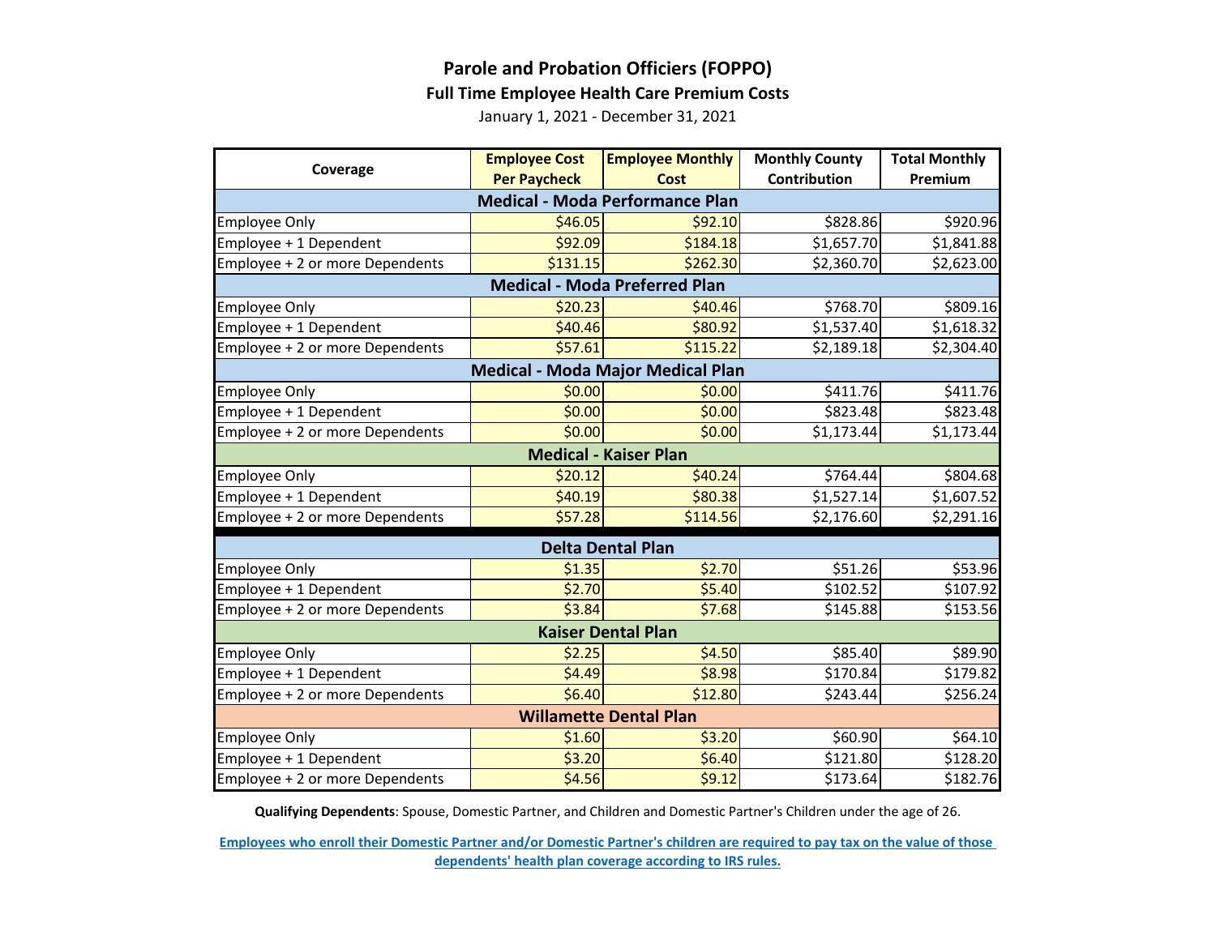# Parole and Probation Officers (FOPPO)

## Full Time Employee Health Care Premium Costs

January 1, 2021 - December 31, 2021

| Coverage | Employee Cost Per Paycheck | Employee Monthly Cost | Monthly County Contribution | Total Monthly Premium |
|---|---|---|---|---|
| **Medical - Moda Performance Plan** | | | | |
| Employee Only | $46.05 | $92.10 | $828.86 | $920.96 |
| Employee + 1 Dependent | $92.09 | $184.18 | $1,657.70 | $1,841.88 |
| Employee + 2 or more Dependents | $131.15 | $262.30 | $2,360.70 | $2,623.00 |
| **Medical - Moda Preferred Plan** | | | | |
| Employee Only | $20.23 | $40.46 | $768.70 | $809.16 |
| Employee + 1 Dependent | $40.46 | $80.92 | $1,537.40 | $1,618.32 |
| Employee + 2 or more Dependents | $57.61 | $115.22 | $2,189.18 | $2,304.40 |
| **Medical - Moda Major Medical Plan** | | | | |
| Employee Only | $0.00 | $0.00 | $411.76 | $411.76 |
| Employee + 1 Dependent | $0.00 | $0.00 | $823.48 | $823.48 |
| Employee + 2 or more Dependents | $0.00 | $0.00 | $1,173.44 | $1,173.44 |
| **Medical - Kaiser Plan** | | | | |
| Employee Only | $20.12 | $40.24 | $764.44 | $804.68 |
| Employee + 1 Dependent | $40.19 | $80.38 | $1,527.14 | $1,607.52 |
| Employee + 2 or more Dependents | $57.28 | $114.56 | $2,176.60 | $2,291.16 |
| **Delta Dental Plan** | | | | |
| Employee Only | $1.35 | $2.70 | $51.26 | $53.96 |
| Employee + 1 Dependent | $2.70 | $5.40 | $102.52 | $107.92 |
| Employee + 2 or more Dependents | $3.84 | $7.68 | $145.88 | $153.56 |
| **Kaiser Dental Plan** | | | | |
| Employee Only | $2.25 | $4.50 | $85.40 | $89.90 |
| Employee + 1 Dependent | $4.49 | $8.98 | $170.84 | $179.82 |
| Employee + 2 or more Dependents | $6.40 | $12.80 | $243.44 | $256.24 |
| **Willamette Dental Plan** | | | | |
| Employee Only | $1.60 | $3.20 | $60.90 | $64.10 |
| Employee + 1 Dependent | $3.20 | $6.40 | $121.80 | $128.20 |
| Employee + 2 or more Dependents | $4.56 | $9.12 | $173.64 | $182.76 |

**Qualifying Dependents**: Spouse, Domestic Partner, and Children and Domestic Partner's Children under the age of 26.

**Employees who enroll their Domestic Partner and/or Domestic Partner's children are required to pay tax on the value of those dependents' health plan coverage according to IRS rules.**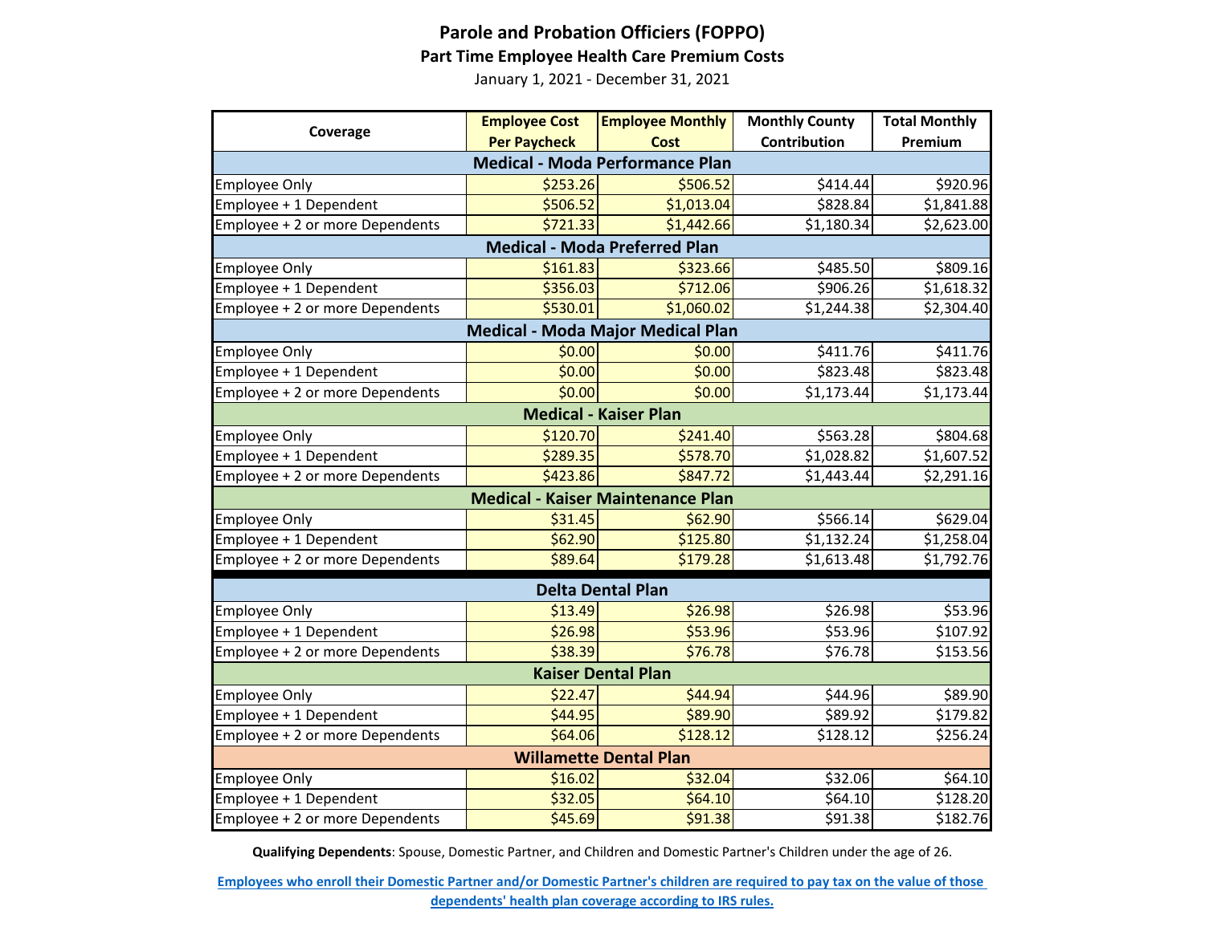## Parole and Probation Officiers (FOPPO)

### Part Time Employee Health Care Premium Costs

January 1, 2021 - December 31, 2021

| Coverage | Employee Cost Per Paycheck | Employee Monthly Cost | Monthly County Contribution | Total Monthly Premium |
|---|---|---|---|---|
| **Medical - Moda Performance Plan** | | | | |
| Employee Only | $253.26 | $506.52 | $414.44 | $920.96 |
| Employee + 1 Dependent | $506.52 | $1,013.04 | $828.84 | $1,841.88 |
| Employee + 2 or more Dependents | $721.33 | $1,442.66 | $1,180.34 | $2,623.00 |
| **Medical - Moda Preferred Plan** | | | | |
| Employee Only | $161.83 | $323.66 | $485.50 | $809.16 |
| Employee + 1 Dependent | $356.03 | $712.06 | $906.26 | $1,618.32 |
| Employee + 2 or more Dependents | $530.01 | $1,060.02 | $1,244.38 | $2,304.40 |
| **Medical - Moda Major Medical Plan** | | | | |
| Employee Only | $0.00 | $0.00 | $411.76 | $411.76 |
| Employee + 1 Dependent | $0.00 | $0.00 | $823.48 | $823.48 |
| Employee + 2 or more Dependents | $0.00 | $0.00 | $1,173.44 | $1,173.44 |
| **Medical - Kaiser Plan** | | | | |
| Employee Only | $120.70 | $241.40 | $563.28 | $804.68 |
| Employee + 1 Dependent | $289.35 | $578.70 | $1,028.82 | $1,607.52 |
| Employee + 2 or more Dependents | $423.86 | $847.72 | $1,443.44 | $2,291.16 |
| **Medical - Kaiser Maintenance Plan** | | | | |
| Employee Only | $31.45 | $62.90 | $566.14 | $629.04 |
| Employee + 1 Dependent | $62.90 | $125.80 | $1,132.24 | $1,258.04 |
| Employee + 2 or more Dependents | $89.64 | $179.28 | $1,613.48 | $1,792.76 |
| **Delta Dental Plan** | | | | |
| Employee Only | $13.49 | $26.98 | $26.98 | $53.96 |
| Employee + 1 Dependent | $26.98 | $53.96 | $53.96 | $107.92 |
| Employee + 2 or more Dependents | $38.39 | $76.78 | $76.78 | $153.56 |
| **Kaiser Dental Plan** | | | | |
| Employee Only | $22.47 | $44.94 | $44.96 | $89.90 |
| Employee + 1 Dependent | $44.95 | $89.90 | $89.92 | $179.82 |
| Employee + 2 or more Dependents | $64.06 | $128.12 | $128.12 | $256.24 |
| **Willamette Dental Plan** | | | | |
| Employee Only | $16.02 | $32.04 | $32.06 | $64.10 |
| Employee + 1 Dependent | $32.05 | $64.10 | $64.10 | $128.20 |
| Employee + 2 or more Dependents | $45.69 | $91.38 | $91.38 | $182.76 |

**Qualifying Dependents**: Spouse, Domestic Partner, and Children and Domestic Partner's Children under the age of 26.

**Employees who enroll their Domestic Partner and/or Domestic Partner's children are required to pay tax on the value of those dependents' health plan coverage according to IRS rules.**